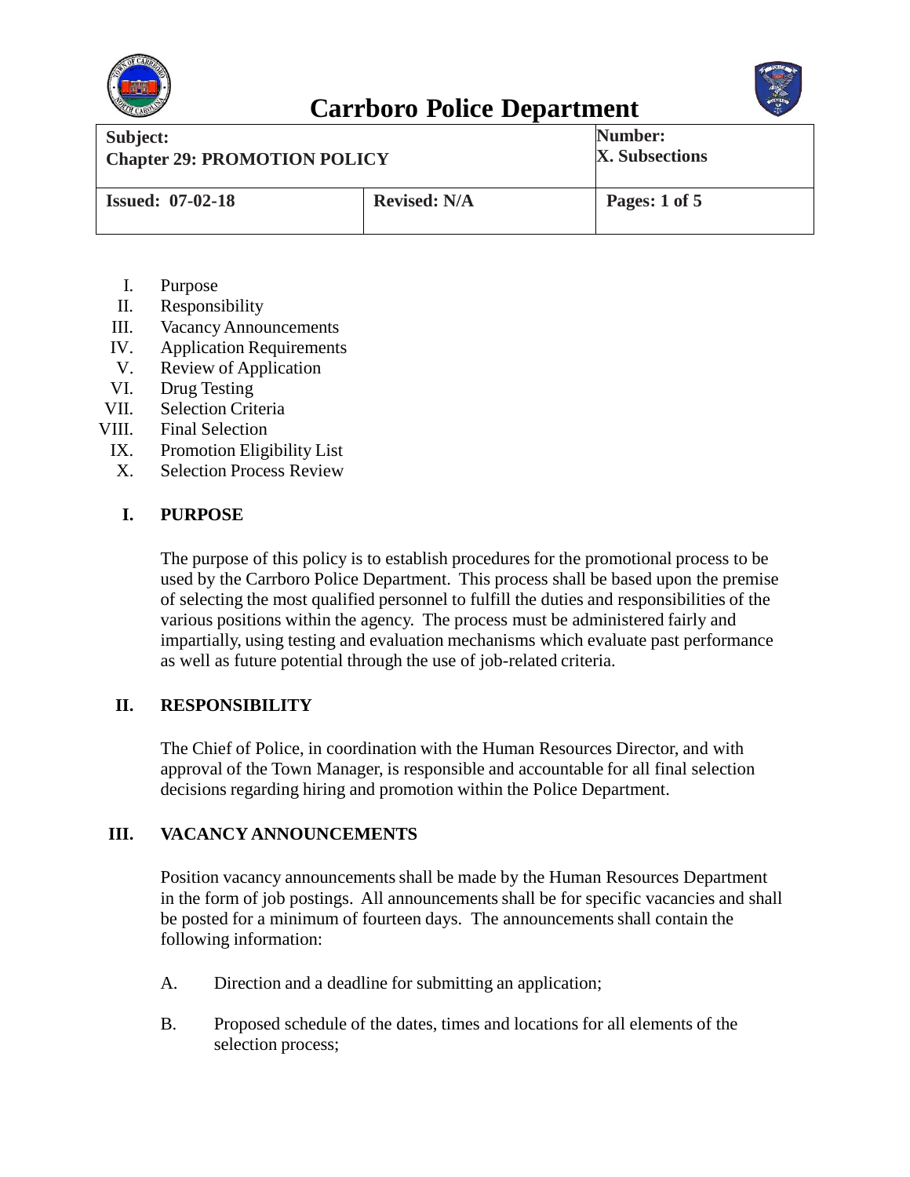# Carrboro Police Department

| Subject: Chapter 29: PROMOTION POLICY | | Number: X. Subsections |
|---|---|---|
| Issued: 07-02-18 | Revised: N/A | Pages: 1 of 5 |

I. Purpose
II. Responsibility
III. Vacancy Announcements
IV. Application Requirements
V. Review of Application
VI. Drug Testing
VII. Selection Criteria
VIII. Final Selection
IX. Promotion Eligibility List
X. Selection Process Review

## I. PURPOSE

The purpose of this policy is to establish procedures for the promotional process to be used by the Carrboro Police Department. This process shall be based upon the premise of selecting the most qualified personnel to fulfill the duties and responsibilities of the various positions within the agency. The process must be administered fairly and impartially, using testing and evaluation mechanisms which evaluate past performance as well as future potential through the use of job-related criteria.

## II. RESPONSIBILITY

The Chief of Police, in coordination with the Human Resources Director, and with approval of the Town Manager, is responsible and accountable for all final selection decisions regarding hiring and promotion within the Police Department.

## III. VACANCY ANNOUNCEMENTS

Position vacancy announcements shall be made by the Human Resources Department in the form of job postings. All announcements shall be for specific vacancies and shall be posted for a minimum of fourteen days. The announcements shall contain the following information:

A. Direction and a deadline for submitting an application;

B. Proposed schedule of the dates, times and locations for all elements of the selection process;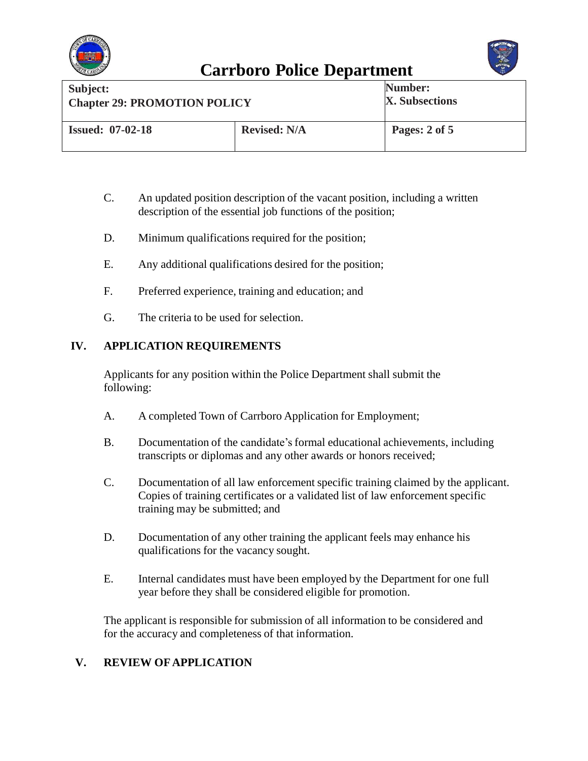C. An updated position description of the vacant position, including a written description of the essential job functions of the position;

D. Minimum qualifications required for the position;

E. Any additional qualifications desired for the position;

F. Preferred experience, training and education; and

G. The criteria to be used for selection.

## IV. APPLICATION REQUIREMENTS

Applicants for any position within the Police Department shall submit the following:

A. A completed Town of Carrboro Application for Employment;

B. Documentation of the candidate's formal educational achievements, including transcripts or diplomas and any other awards or honors received;

C. Documentation of all law enforcement specific training claimed by the applicant. Copies of training certificates or a validated list of law enforcement specific training may be submitted; and

D. Documentation of any other training the applicant feels may enhance his qualifications for the vacancy sought.

E. Internal candidates must have been employed by the Department for one full year before they shall be considered eligible for promotion.

The applicant is responsible for submission of all information to be considered and for the accuracy and completeness of that information.

## V. REVIEW OF APPLICATION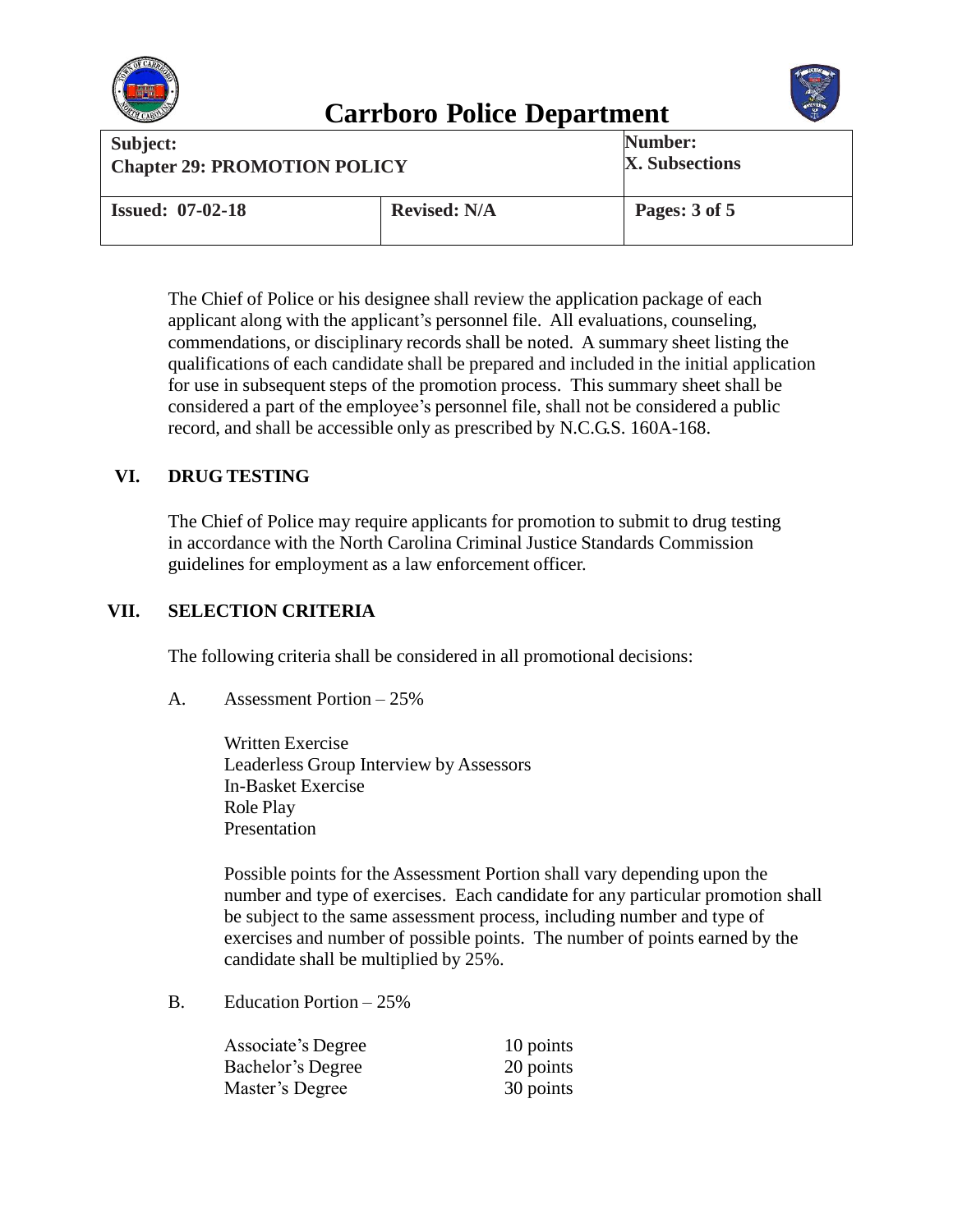The Chief of Police or his designee shall review the application package of each applicant along with the applicant's personnel file. All evaluations, counseling, commendations, or disciplinary records shall be noted. A summary sheet listing the qualifications of each candidate shall be prepared and included in the initial application for use in subsequent steps of the promotion process. This summary sheet shall be considered a part of the employee's personnel file, shall not be considered a public record, and shall be accessible only as prescribed by N.C.G.S. 160A-168.

## VI. DRUG TESTING

The Chief of Police may require applicants for promotion to submit to drug testing in accordance with the North Carolina Criminal Justice Standards Commission guidelines for employment as a law enforcement officer.

## VII. SELECTION CRITERIA

The following criteria shall be considered in all promotional decisions:

A. Assessment Portion – 25%

Written Exercise
Leaderless Group Interview by Assessors
In-Basket Exercise
Role Play
Presentation

Possible points for the Assessment Portion shall vary depending upon the number and type of exercises. Each candidate for any particular promotion shall be subject to the same assessment process, including number and type of exercises and number of possible points. The number of points earned by the candidate shall be multiplied by 25%.

B. Education Portion – 25%

| | |
|---|---|
| Associate's Degree | 10 points |
| Bachelor's Degree | 20 points |
| Master's Degree | 30 points |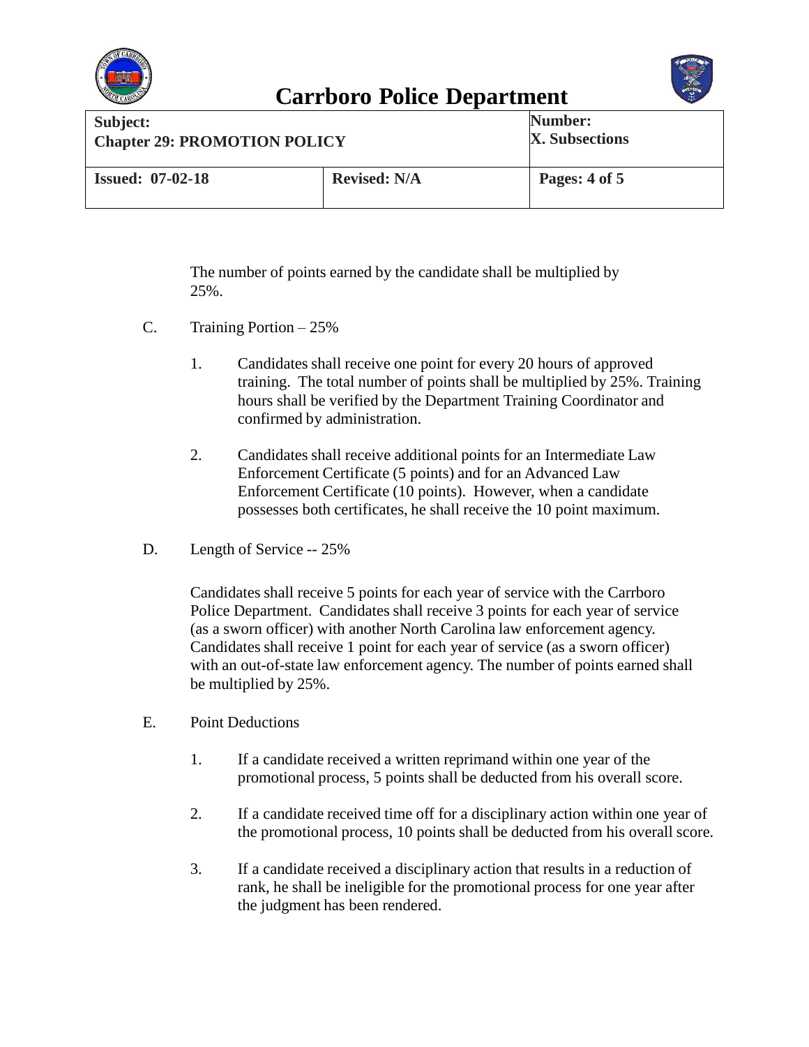The number of points earned by the candidate shall be multiplied by 25%.

C. Training Portion – 25%

1. Candidates shall receive one point for every 20 hours of approved training. The total number of points shall be multiplied by 25%. Training hours shall be verified by the Department Training Coordinator and confirmed by administration.

2. Candidates shall receive additional points for an Intermediate Law Enforcement Certificate (5 points) and for an Advanced Law Enforcement Certificate (10 points). However, when a candidate possesses both certificates, he shall receive the 10 point maximum.

D. Length of Service -- 25%

Candidates shall receive 5 points for each year of service with the Carrboro Police Department. Candidates shall receive 3 points for each year of service (as a sworn officer) with another North Carolina law enforcement agency. Candidates shall receive 1 point for each year of service (as a sworn officer) with an out-of-state law enforcement agency. The number of points earned shall be multiplied by 25%.

E. Point Deductions

1. If a candidate received a written reprimand within one year of the promotional process, 5 points shall be deducted from his overall score.

2. If a candidate received time off for a disciplinary action within one year of the promotional process, 10 points shall be deducted from his overall score.

3. If a candidate received a disciplinary action that results in a reduction of rank, he shall be ineligible for the promotional process for one year after the judgment has been rendered.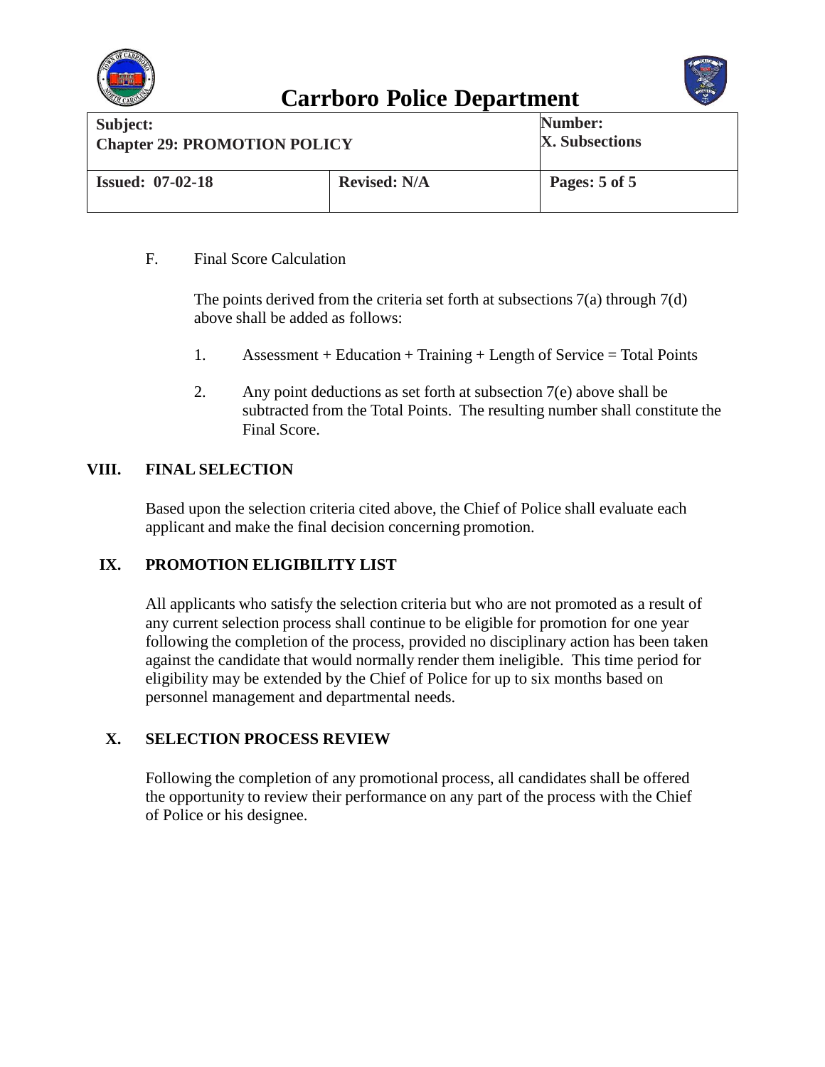F. Final Score Calculation

The points derived from the criteria set forth at subsections 7(a) through 7(d) above shall be added as follows:

1. Assessment + Education + Training + Length of Service = Total Points

2. Any point deductions as set forth at subsection 7(e) above shall be subtracted from the Total Points. The resulting number shall constitute the Final Score.

## VIII. FINAL SELECTION

Based upon the selection criteria cited above, the Chief of Police shall evaluate each applicant and make the final decision concerning promotion.

## IX. PROMOTION ELIGIBILITY LIST

All applicants who satisfy the selection criteria but who are not promoted as a result of any current selection process shall continue to be eligible for promotion for one year following the completion of the process, provided no disciplinary action has been taken against the candidate that would normally render them ineligible. This time period for eligibility may be extended by the Chief of Police for up to six months based on personnel management and departmental needs.

## X. SELECTION PROCESS REVIEW

Following the completion of any promotional process, all candidates shall be offered the opportunity to review their performance on any part of the process with the Chief of Police or his designee.